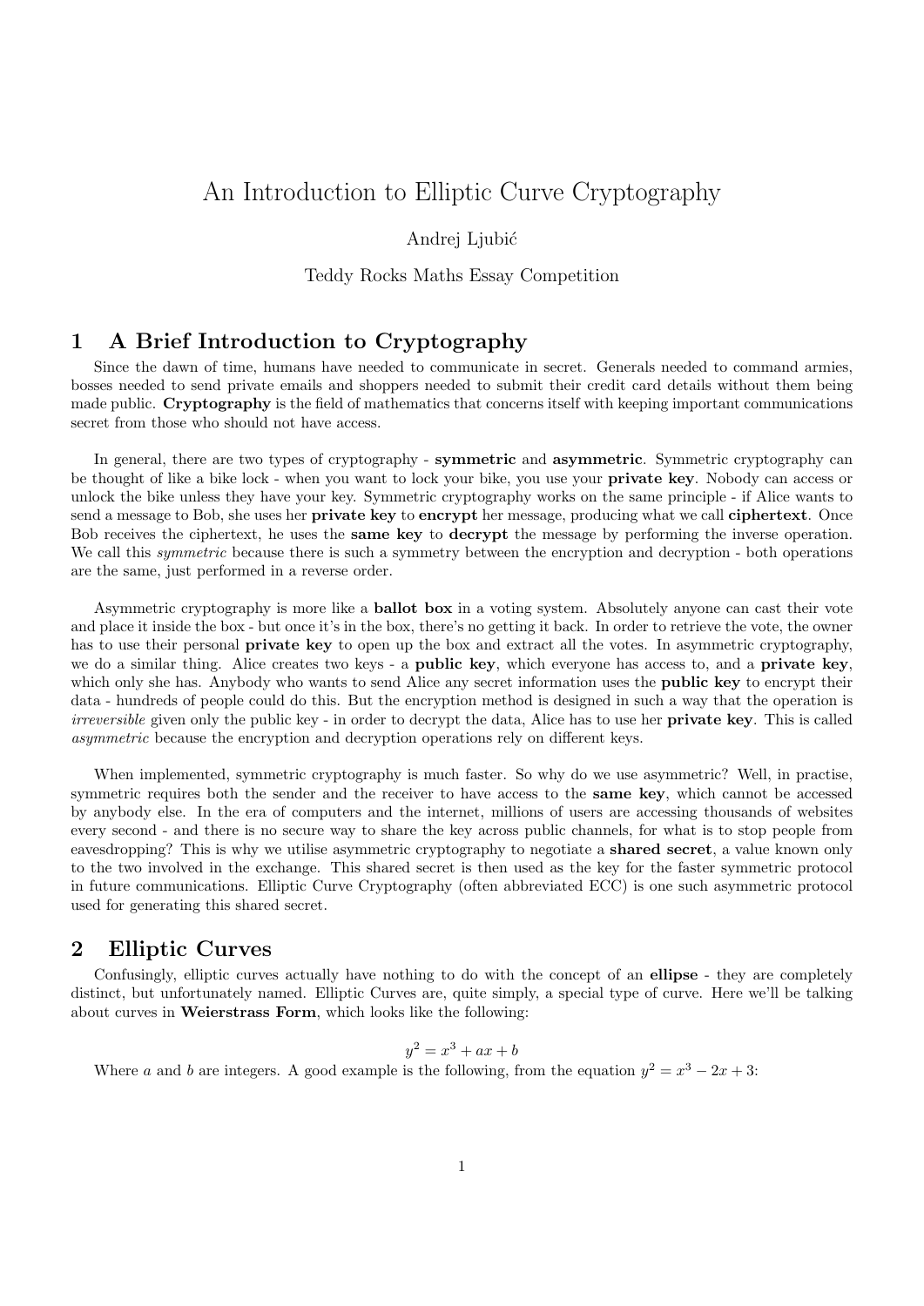# An Introduction to Elliptic Curve Cryptography

Andrej Ljubić

Teddy Rocks Maths Essay Competition

## 1 A Brief Introduction to Cryptography

Since the dawn of time, humans have needed to communicate in secret. Generals needed to command armies, bosses needed to send private emails and shoppers needed to submit their credit card details without them being made public. **Cryptography** is the field of mathematics that concerns itself with keeping important communications secret from those who should not have access.

In general, there are two types of cryptography - **symmetric** and **asymmetric**. Symmetric cryptography can be thought of like a bike lock - when you want to lock your bike, you use your **private key**. Nobody can access or unlock the bike unless they have your key. Symmetric cryptography works on the same principle - if Alice wants to send a message to Bob, she uses her **private key** to **encrypt** her message, producing what we call **ciphertext**. Once Bob receives the ciphertext, he uses the **same key** to **decrypt** the message by performing the inverse operation. We call this *symmetric* because there is such a symmetry between the encryption and decryption - both operations are the same, just performed in a reverse order.

Asymmetric cryptography is more like a **ballot box** in a voting system. Absolutely anyone can cast their vote and place it inside the box - but once it's in the box, there's no getting it back. In order to retrieve the vote, the owner has to use their personal **private key** to open up the box and extract all the votes. In asymmetric cryptography, we do a similar thing. Alice creates two keys - a **public key**, which everyone has access to, and a **private key**, which only she has. Anybody who wants to send Alice any secret information uses the **public key** to encrypt their data - hundreds of people could do this. But the encryption method is designed in such a way that the operation is *irreversible* given only the public key - in order to decrypt the data, Alice has to use her **private key**. This is called *asymmetric* because the encryption and decryption operations rely on different keys.

When implemented, symmetric cryptography is much faster. So why do we use asymmetric? Well, in practise, symmetric requires both the sender and the receiver to have access to the **same key**, which cannot be accessed by anybody else. In the era of computers and the internet, millions of users are accessing thousands of websites every second - and there is no secure way to share the key across public channels, for what is to stop people from eavesdropping? This is why we utilise asymmetric cryptography to negotiate a **shared secret**, a value known only to the two involved in the exchange. This shared secret is then used as the key for the faster symmetric protocol in future communications. Elliptic Curve Cryptography (often abbreviated ECC) is one such asymmetric protocol used for generating this shared secret.

## 2 Elliptic Curves

Confusingly, elliptic curves actually have nothing to do with the concept of an **ellipse** - they are completely distinct, but unfortunately named. Elliptic Curves are, quite simply, a special type of curve. Here we'll be talking about curves in **Weierstrass Form**, which looks like the following:

$$y^2 = x^3 + ax + b$$

Where $a$ and $b$ are integers. A good example is the following, from the equation $y^2 = x^3 - 2x + 3$: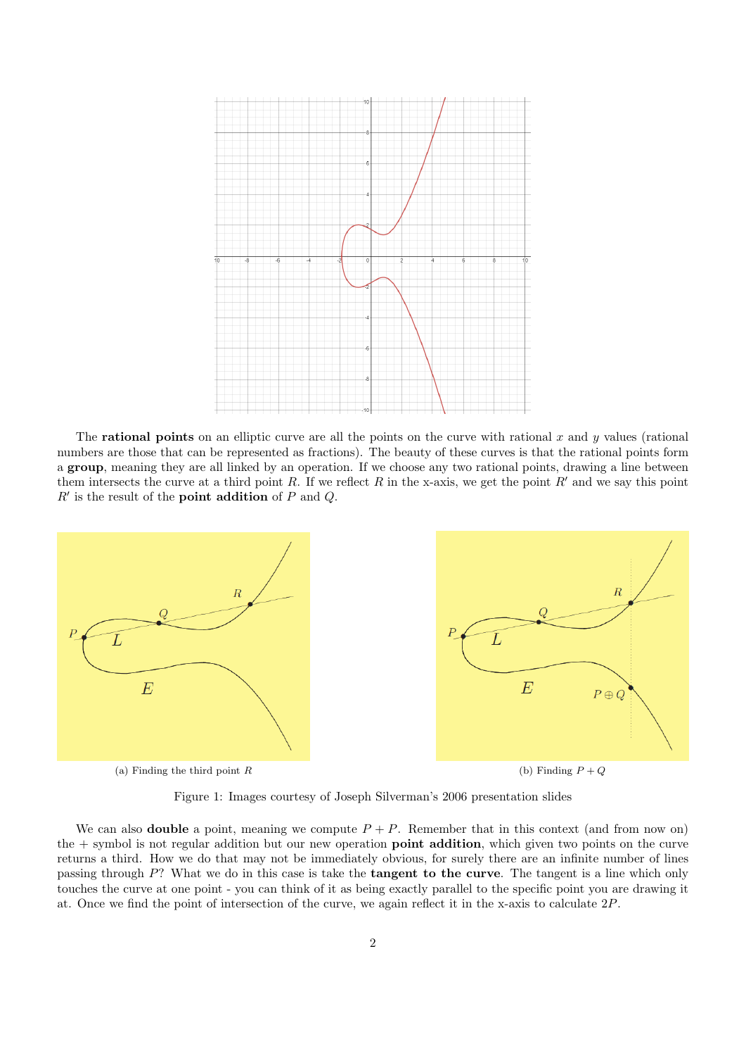The **rational points** on an elliptic curve are all the points on the curve with rational $x$ and $y$ values (rational numbers are those that can be represented as fractions). The beauty of these curves is that the rational points form a **group**, meaning they are all linked by an operation. If we choose any two rational points, drawing a line between them intersects the curve at a third point $R$. If we reflect $R$ in the x-axis, we get the point $R'$ and we say this point $R'$ is the result of the **point addition** of $P$ and $Q$.

(a) Finding the third point $R$

(b) Finding $P + Q$

Figure 1: Images courtesy of Joseph Silverman's 2006 presentation slides

We can also **double** a point, meaning we compute $P + P$. Remember that in this context (and from now on) the $+$ symbol is not regular addition but our new operation **point addition**, which given two points on the curve returns a third. How we do that may not be immediately obvious, for surely there are an infinite number of lines passing through $P$? What we do in this case is take the **tangent to the curve**. The tangent is a line which only touches the curve at one point - you can think of it as being exactly parallel to the specific point you are drawing it at. Once we find the point of intersection of the curve, we again reflect it in the x-axis to calculate $2P$.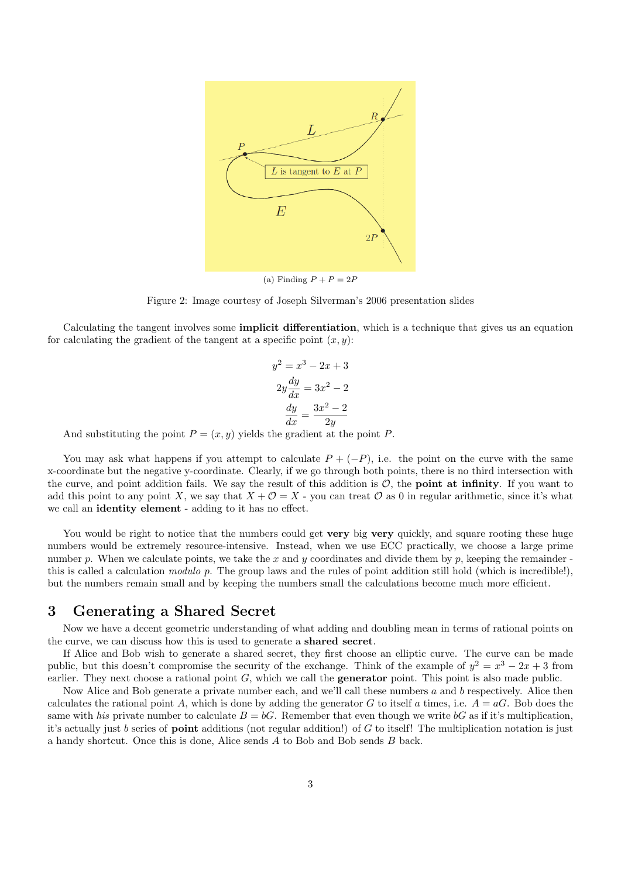(a) Finding $P + P = 2P$

Figure 2: Image courtesy of Joseph Silverman's 2006 presentation slides

Calculating the tangent involves some **implicit differentiation**, which is a technique that gives us an equation for calculating the gradient of the tangent at a specific point $(x, y)$:

$$y^2 = x^3 - 2x + 3$$

$$2y\frac{dy}{dx} = 3x^2 - 2$$

$$\frac{dy}{dx} = \frac{3x^2 - 2}{2y}$$

And substituting the point $P = (x, y)$ yields the gradient at the point $P$.

You may ask what happens if you attempt to calculate $P + (-P)$, i.e. the point on the curve with the same x-coordinate but the negative y-coordinate. Clearly, if we go through both points, there is no third intersection with the curve, and point addition fails. We say the result of this addition is $\mathcal{O}$, the **point at infinity**. If you want to add this point to any point $X$, we say that $X + \mathcal{O} = X$ - you can treat $\mathcal{O}$ as 0 in regular arithmetic, since it's what we call an **identity element** - adding to it has no effect.

You would be right to notice that the numbers could get **very** big **very** quickly, and square rooting these huge numbers would be extremely resource-intensive. Instead, when we use ECC practically, we choose a large prime number $p$. When we calculate points, we take the $x$ and $y$ coordinates and divide them by $p$, keeping the remainder - this is called a calculation *modulo* $p$. The group laws and the rules of point addition still hold (which is incredible!), but the numbers remain small and by keeping the numbers small the calculations become much more efficient.

## 3 Generating a Shared Secret

Now we have a decent geometric understanding of what adding and doubling mean in terms of rational points on the curve, we can discuss how this is used to generate a **shared secret**.

If Alice and Bob wish to generate a shared secret, they first choose an elliptic curve. The curve can be made public, but this doesn't compromise the security of the exchange. Think of the example of $y^2 = x^3 - 2x + 3$ from earlier. They next choose a rational point $G$, which we call the **generator** point. This point is also made public.

Now Alice and Bob generate a private number each, and we'll call these numbers $a$ and $b$ respectively. Alice then calculates the rational point $A$, which is done by adding the generator $G$ to itself $a$ times, i.e. $A = aG$. Bob does the same with *his* private number to calculate $B = bG$. Remember that even though we write $bG$ as if it's multiplication, it's actually just $b$ series of **point** additions (not regular addition!) of $G$ to itself! The multiplication notation is just a handy shortcut. Once this is done, Alice sends $A$ to Bob and Bob sends $B$ back.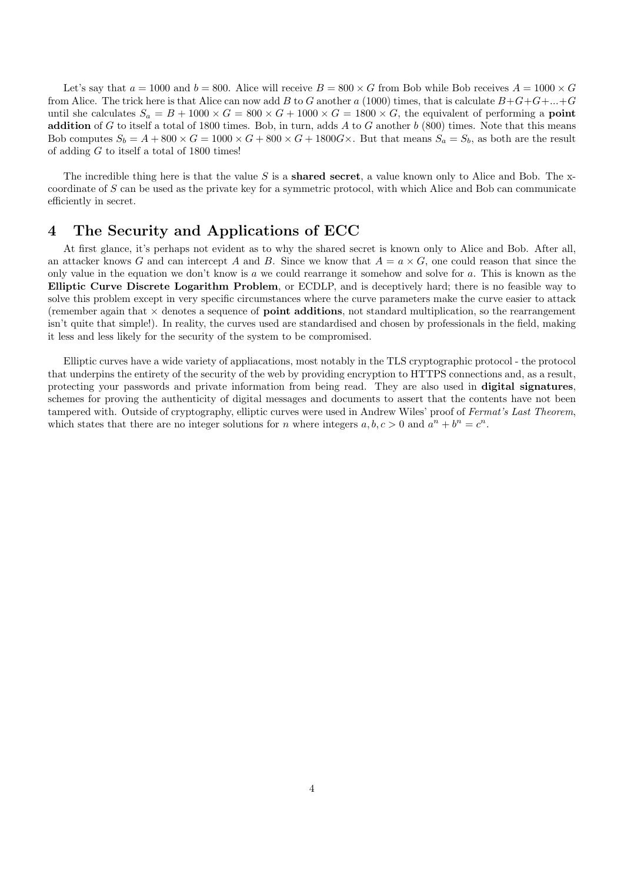Let's say that $a = 1000$ and $b = 800$. Alice will receive $B = 800 \times G$ from Bob while Bob receives $A = 1000 \times G$ from Alice. The trick here is that Alice can now add $B$ to $G$ another $a$ (1000) times, that is calculate $B+G+G+...+G$ until she calculates $S_a = B + 1000 \times G = 800 \times G + 1000 \times G = 1800 \times G$, the equivalent of performing a **point addition** of $G$ to itself a total of 1800 times. Bob, in turn, adds $A$ to $G$ another $b$ (800) times. Note that this means Bob computes $S_b = A + 800 \times G = 1000 \times G + 800 \times G + 1800G\times$. But that means $S_a = S_b$, as both are the result of adding $G$ to itself a total of 1800 times!

The incredible thing here is that the value $S$ is a **shared secret**, a value known only to Alice and Bob. The x-coordinate of $S$ can be used as the private key for a symmetric protocol, with which Alice and Bob can communicate efficiently in secret.

## 4 The Security and Applications of ECC

At first glance, it's perhaps not evident as to why the shared secret is known only to Alice and Bob. After all, an attacker knows $G$ and can intercept $A$ and $B$. Since we know that $A = a \times G$, one could reason that since the only value in the equation we don't know is $a$ we could rearrange it somehow and solve for $a$. This is known as the **Elliptic Curve Discrete Logarithm Problem**, or ECDLP, and is deceptively hard; there is no feasible way to solve this problem except in very specific circumstances where the curve parameters make the curve easier to attack (remember again that $\times$ denotes a sequence of **point additions**, not standard multiplication, so the rearrangement isn't quite that simple!). In reality, the curves used are standardised and chosen by professionals in the field, making it less and less likely for the security of the system to be compromised.

Elliptic curves have a wide variety of appliacations, most notably in the TLS cryptographic protocol - the protocol that underpins the entirety of the security of the web by providing encryption to HTTPS connections and, as a result, protecting your passwords and private information from being read. They are also used in **digital signatures**, schemes for proving the authenticity of digital messages and documents to assert that the contents have not been tampered with. Outside of cryptography, elliptic curves were used in Andrew Wiles' proof of *Fermat's Last Theorem*, which states that there are no integer solutions for $n$ where integers $a, b, c > 0$ and $a^n + b^n = c^n$.